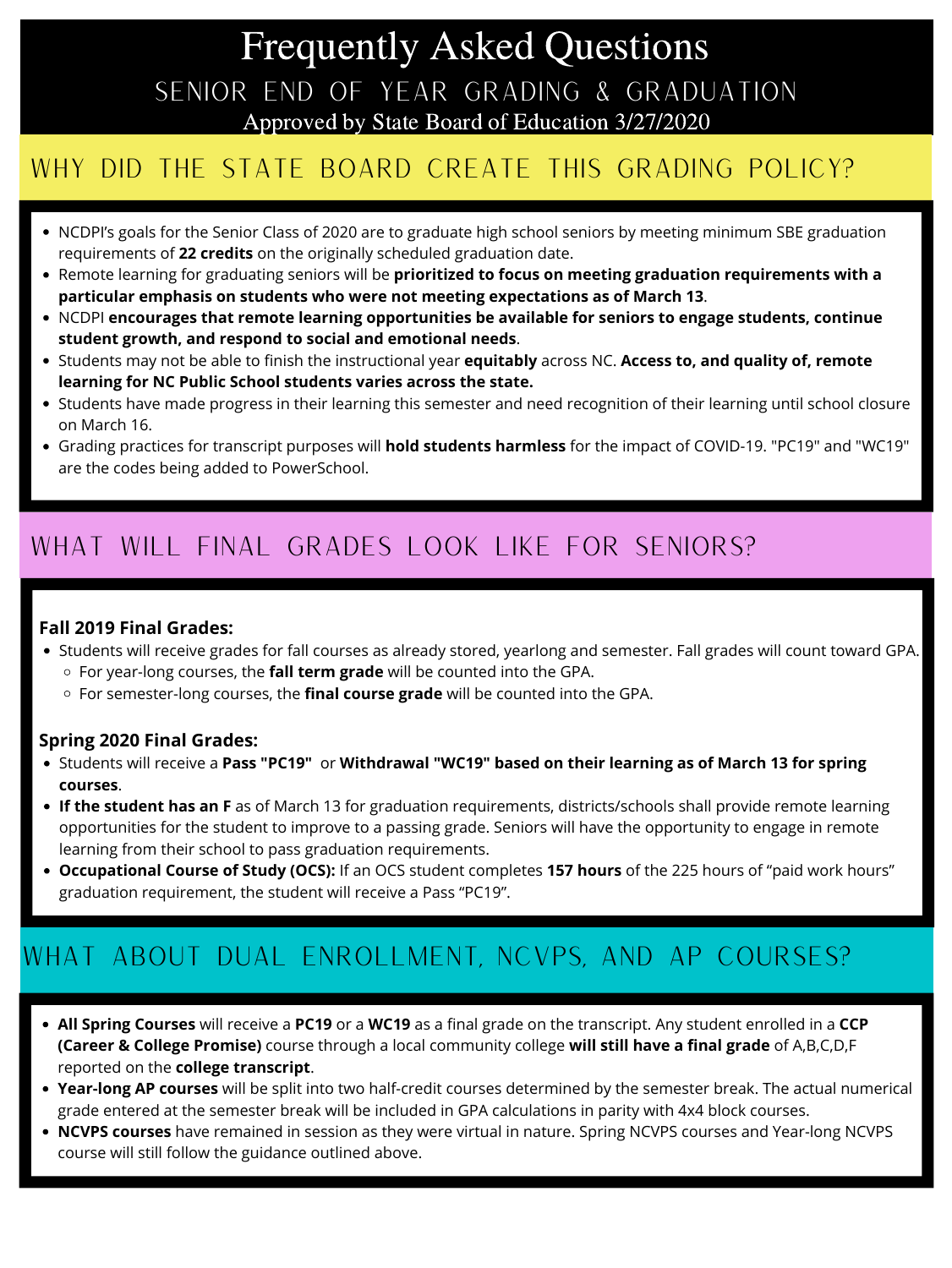# Frequently Asked Questions

## SENIOR END OF YEAR GRADING & GRADUATION

Approved by State Board of Education 3/27/2020

## WHY DID THE STATE BOARD CREATE THIS GRADING POLICY?

- NCDPI's goals for the Senior Class of 2020 are to graduate high school seniors by meeting minimum SBE graduation requirements of **22 credits** on the originally scheduled graduation date.
- Remote learning for graduating seniors will be **prioritized to focus on meeting graduation requirements with a particular emphasis on students who were not meeting expectations as of March 13**.
- NCDPI **encourages that remote learning opportunities be available for seniors to engage students, continue student growth, and respond to social and emotional needs**.
- Students may not be able to finish the instructional year **equitably** across NC. **Access to, and quality of, remote learning for NC Public School students varies across the state.**
- Students have made progress in their learning this semester and need recognition of their learning until school closure on March 16.
- Grading practices for transcript purposes will **hold students harmless** for the impact of COVID-19. "PC19" and "WC19" are the codes being added to PowerSchool.

## WHAT WILL FINAL GRADES LOOK LIKE FOR SENIORS?

**Fall 2019 Final Grades:**

- Students will receive grades for fall courses as already stored, yearlong and semester. Fall grades will count toward GPA.
  - For year-long courses, the **fall term grade** will be counted into the GPA.
  - For semester-long courses, the **final course grade** will be counted into the GPA.

**Spring 2020 Final Grades:**

- Students will receive a **Pass "PC19"** or **Withdrawal "WC19" based on their learning as of March 13 for spring courses**.
- **If the student has an F** as of March 13 for graduation requirements, districts/schools shall provide remote learning opportunities for the student to improve to a passing grade. Seniors will have the opportunity to engage in remote learning from their school to pass graduation requirements.
- **Occupational Course of Study (OCS):** If an OCS student completes **157 hours** of the 225 hours of "paid work hours" graduation requirement, the student will receive a Pass "PC19".

## WHAT ABOUT DUAL ENROLLMENT, NCVPS, AND AP COURSES?

- **All Spring Courses** will receive a **PC19** or a **WC19** as a final grade on the transcript. Any student enrolled in a **CCP (Career & College Promise)** course through a local community college **will still have a final grade** of A,B,C,D,F reported on the **college transcript**.
- **Year-long AP courses** will be split into two half-credit courses determined by the semester break. The actual numerical grade entered at the semester break will be included in GPA calculations in parity with 4x4 block courses.
- **NCVPS courses** have remained in session as they were virtual in nature. Spring NCVPS courses and Year-long NCVPS course will still follow the guidance outlined above.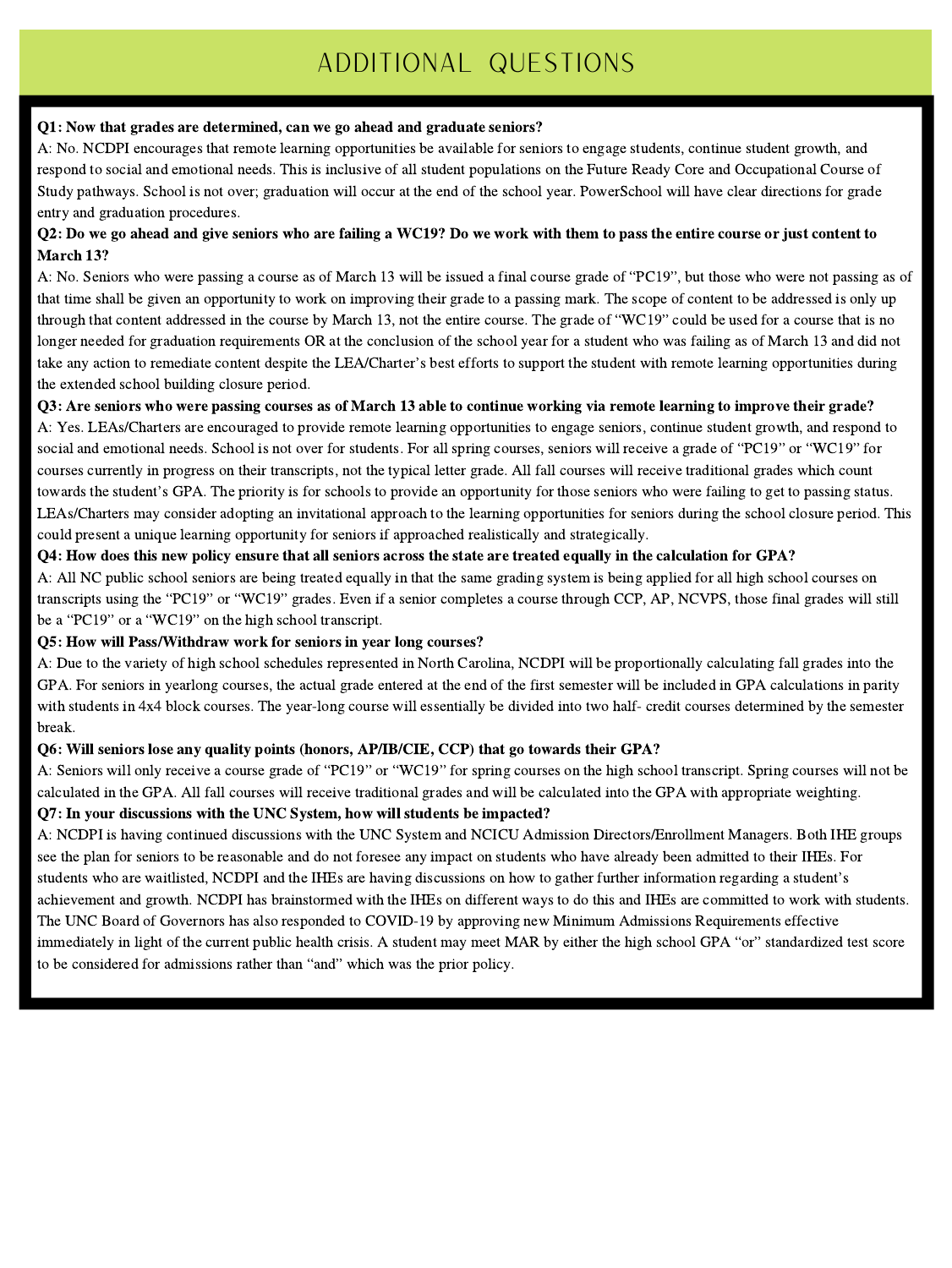# ADDITIONAL QUESTIONS

**Q1: Now that grades are determined, can we go ahead and graduate seniors?**

A: No. NCDPI encourages that remote learning opportunities be available for seniors to engage students, continue student growth, and respond to social and emotional needs. This is inclusive of all student populations on the Future Ready Core and Occupational Course of Study pathways. School is not over; graduation will occur at the end of the school year. PowerSchool will have clear directions for grade entry and graduation procedures.

**Q2: Do we go ahead and give seniors who are failing a WC19? Do we work with them to pass the entire course or just content to March 13?**

A: No. Seniors who were passing a course as of March 13 will be issued a final course grade of "PC19", but those who were not passing as of that time shall be given an opportunity to work on improving their grade to a passing mark. The scope of content to be addressed is only up through that content addressed in the course by March 13, not the entire course. The grade of "WC19" could be used for a course that is no longer needed for graduation requirements OR at the conclusion of the school year for a student who was failing as of March 13 and did not take any action to remediate content despite the LEA/Charter's best efforts to support the student with remote learning opportunities during the extended school building closure period.

**Q3: Are seniors who were passing courses as of March 13 able to continue working via remote learning to improve their grade?**

A: Yes. LEAs/Charters are encouraged to provide remote learning opportunities to engage seniors, continue student growth, and respond to social and emotional needs. School is not over for students. For all spring courses, seniors will receive a grade of "PC19" or "WC19" for courses currently in progress on their transcripts, not the typical letter grade. All fall courses will receive traditional grades which count towards the student's GPA. The priority is for schools to provide an opportunity for those seniors who were failing to get to passing status. LEAs/Charters may consider adopting an invitational approach to the learning opportunities for seniors during the school closure period. This could present a unique learning opportunity for seniors if approached realistically and strategically.

**Q4: How does this new policy ensure that all seniors across the state are treated equally in the calculation for GPA?**

A: All NC public school seniors are being treated equally in that the same grading system is being applied for all high school courses on transcripts using the "PC19" or "WC19" grades. Even if a senior completes a course through CCP, AP, NCVPS, those final grades will still be a "PC19" or a "WC19" on the high school transcript.

**Q5: How will Pass/Withdraw work for seniors in year long courses?**

A: Due to the variety of high school schedules represented in North Carolina, NCDPI will be proportionally calculating fall grades into the GPA. For seniors in yearlong courses, the actual grade entered at the end of the first semester will be included in GPA calculations in parity with students in 4x4 block courses. The year-long course will essentially be divided into two half- credit courses determined by the semester break.

**Q6: Will seniors lose any quality points (honors, AP/IB/CIE, CCP) that go towards their GPA?**

A: Seniors will only receive a course grade of "PC19" or "WC19" for spring courses on the high school transcript. Spring courses will not be calculated in the GPA. All fall courses will receive traditional grades and will be calculated into the GPA with appropriate weighting.

**Q7: In your discussions with the UNC System, how will students be impacted?**

A: NCDPI is having continued discussions with the UNC System and NCICU Admission Directors/Enrollment Managers. Both IHE groups see the plan for seniors to be reasonable and do not foresee any impact on students who have already been admitted to their IHEs. For students who are waitlisted, NCDPI and the IHEs are having discussions on how to gather further information regarding a student's achievement and growth. NCDPI has brainstormed with the IHEs on different ways to do this and IHEs are committed to work with students. The UNC Board of Governors has also responded to COVID-19 by approving new Minimum Admissions Requirements effective immediately in light of the current public health crisis. A student may meet MAR by either the high school GPA "or" standardized test score to be considered for admissions rather than "and" which was the prior policy.